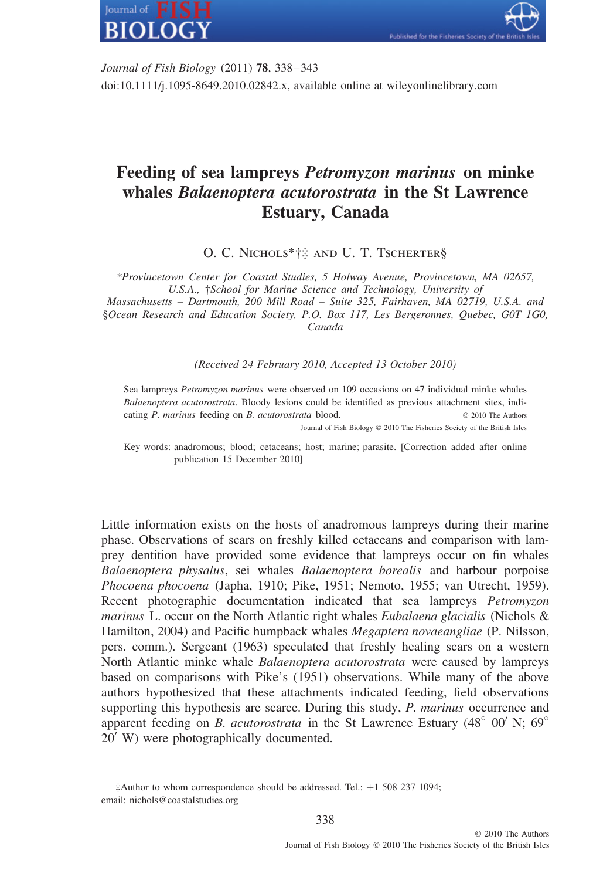# Feeding of sea lampreys *Petromyzon marinus* on minke whales *Balaenoptera acutorostrata* in the St Lawrence Estuary, Canada

O. C. Nichols*†‡ and U. T. Tscherter§

*\*Provincetown Center for Coastal Studies, 5 Holway Avenue, Provincetown, MA 02657, U.S.A., †School for Marine Science and Technology, University of Massachusetts – Dartmouth, 200 Mill Road – Suite 325, Fairhaven, MA 02719, U.S.A. and §Ocean Research and Education Society, P.O. Box 117, Les Bergeronnes, Quebec, G0T 1G0, Canada*

*(Received 24 February 2010, Accepted 13 October 2010)*

Sea lampreys *Petromyzon marinus* were observed on 109 occasions on 47 individual minke whales *Balaenoptera acutorostrata*. Bloody lesions could be identified as previous attachment sites, indicating *P. marinus* feeding on *B. acutorostrata* blood.

© 2010 The Authors
Journal of Fish Biology © 2010 The Fisheries Society of the British Isles

Key words: anadromous; blood; cetaceans; host; marine; parasite. [Correction added after online publication 15 December 2010]

Little information exists on the hosts of anadromous lampreys during their marine phase. Observations of scars on freshly killed cetaceans and comparison with lamprey dentition have provided some evidence that lampreys occur on fin whales *Balaenoptera physalus*, sei whales *Balaenoptera borealis* and harbour porpoise *Phocoena phocoena* (Japha, 1910; Pike, 1951; Nemoto, 1955; van Utrecht, 1959). Recent photographic documentation indicated that sea lampreys *Petromyzon marinus* L. occur on the North Atlantic right whales *Eubalaena glacialis* (Nichols & Hamilton, 2004) and Pacific humpback whales *Megaptera novaeangliae* (P. Nilsson, pers. comm.). Sergeant (1963) speculated that freshly healing scars on a western North Atlantic minke whale *Balaenoptera acutorostrata* were caused by lampreys based on comparisons with Pike's (1951) observations. While many of the above authors hypothesized that these attachments indicated feeding, field observations supporting this hypothesis are scarce. During this study, *P. marinus* occurrence and apparent feeding on *B. acutorostrata* in the St Lawrence Estuary (48° 00′ N; 69° 20′ W) were photographically documented.

‡Author to whom correspondence should be addressed. Tel.: +1 508 237 1094; email: nichols@coastalstudies.org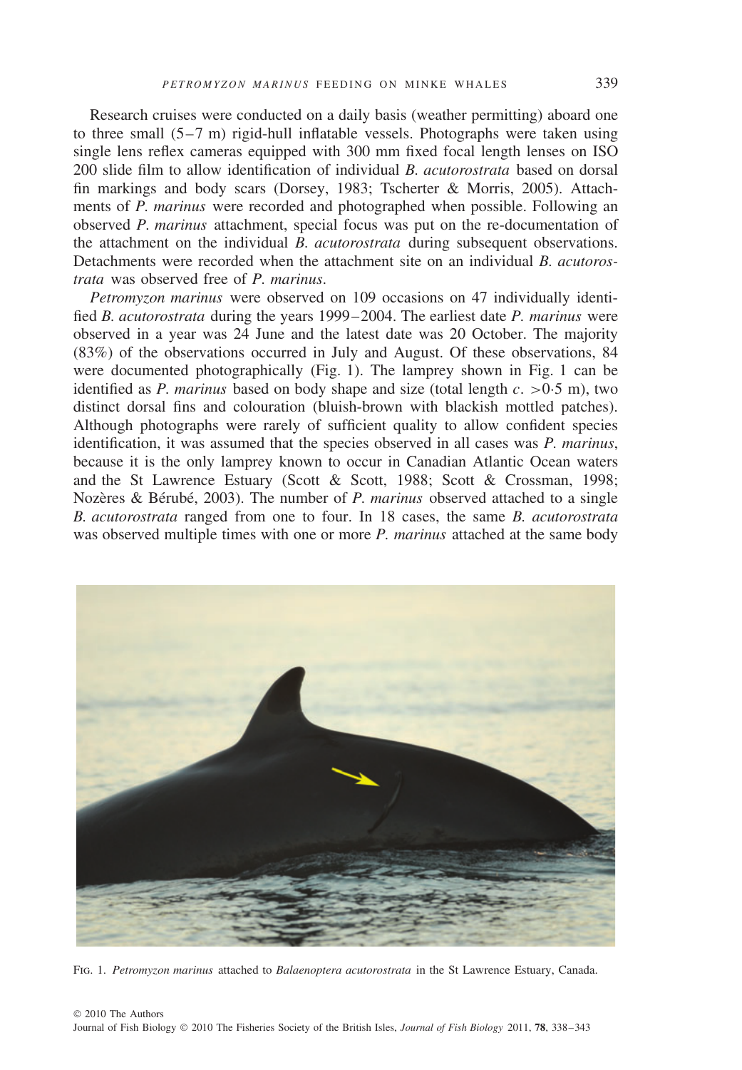Research cruises were conducted on a daily basis (weather permitting) aboard one to three small (5–7 m) rigid-hull inflatable vessels. Photographs were taken using single lens reflex cameras equipped with 300 mm fixed focal length lenses on ISO 200 slide film to allow identification of individual *B. acutorostrata* based on dorsal fin markings and body scars (Dorsey, 1983; Tscherter & Morris, 2005). Attachments of *P. marinus* were recorded and photographed when possible. Following an observed *P. marinus* attachment, special focus was put on the re-documentation of the attachment on the individual *B. acutorostrata* during subsequent observations. Detachments were recorded when the attachment site on an individual *B. acutorostrata* was observed free of *P. marinus*.

*Petromyzon marinus* were observed on 109 occasions on 47 individually identified *B. acutorostrata* during the years 1999–2004. The earliest date *P. marinus* were observed in a year was 24 June and the latest date was 20 October. The majority (83%) of the observations occurred in July and August. Of these observations, 84 were documented photographically (Fig. 1). The lamprey shown in Fig. 1 can be identified as *P. marinus* based on body shape and size (total length *c.* >0·5 m), two distinct dorsal fins and colouration (bluish-brown with blackish mottled patches). Although photographs were rarely of sufficient quality to allow confident species identification, it was assumed that the species observed in all cases was *P. marinus*, because it is the only lamprey known to occur in Canadian Atlantic Ocean waters and the St Lawrence Estuary (Scott & Scott, 1988; Scott & Crossman, 1998; Nozères & Bérubé, 2003). The number of *P. marinus* observed attached to a single *B. acutorostrata* ranged from one to four. In 18 cases, the same *B. acutorostrata* was observed multiple times with one or more *P. marinus* attached at the same body

Fig. 1. *Petromyzon marinus* attached to *Balaenoptera acutorostrata* in the St Lawrence Estuary, Canada.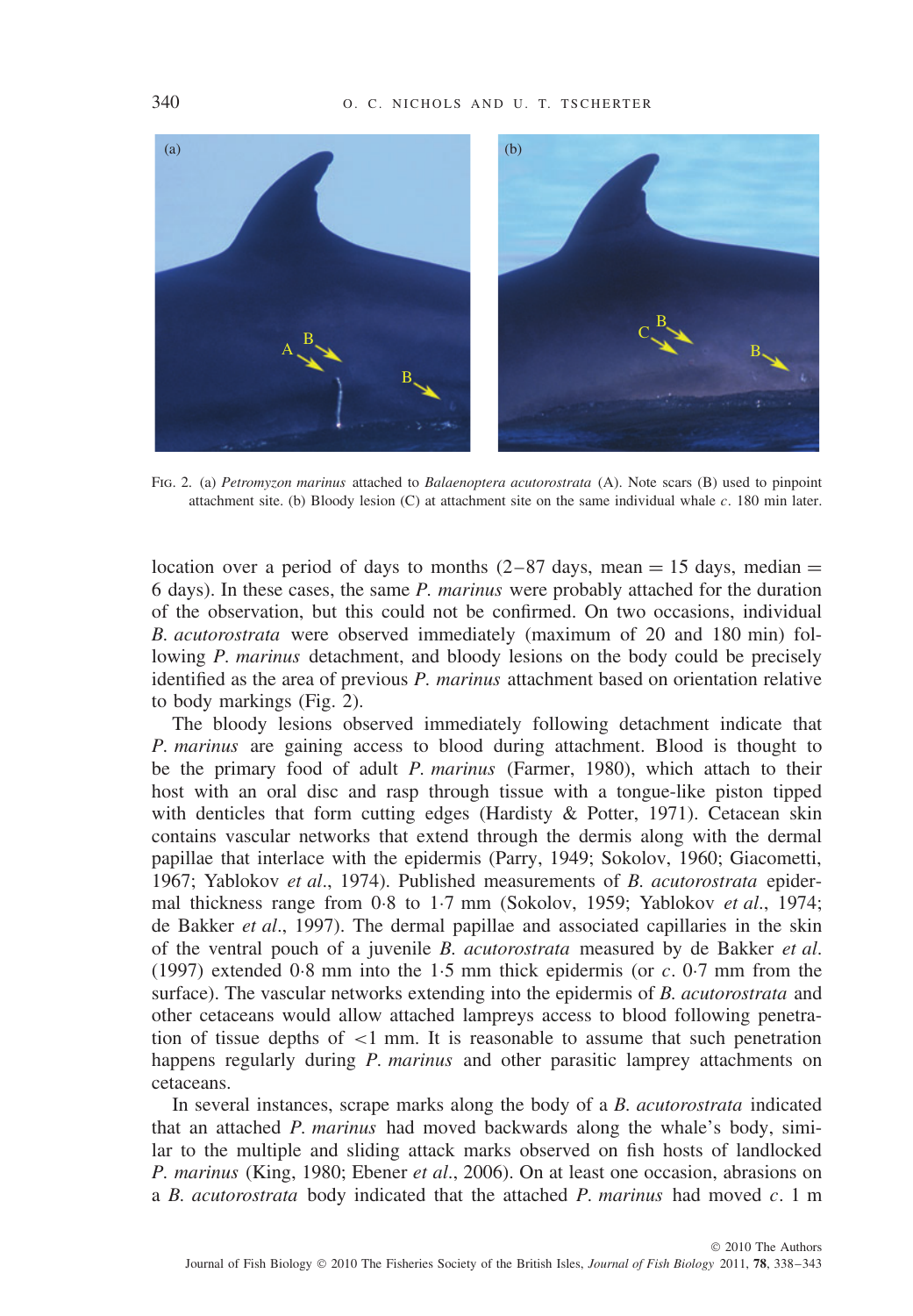FIG. 2. (a) *Petromyzon marinus* attached to *Balaenoptera acutorostrata* (A). Note scars (B) used to pinpoint attachment site. (b) Bloody lesion (C) at attachment site on the same individual whale *c*. 180 min later.

location over a period of days to months (2–87 days, mean = 15 days, median = 6 days). In these cases, the same *P. marinus* were probably attached for the duration of the observation, but this could not be confirmed. On two occasions, individual *B. acutorostrata* were observed immediately (maximum of 20 and 180 min) following *P. marinus* detachment, and bloody lesions on the body could be precisely identified as the area of previous *P. marinus* attachment based on orientation relative to body markings (Fig. 2).

The bloody lesions observed immediately following detachment indicate that *P. marinus* are gaining access to blood during attachment. Blood is thought to be the primary food of adult *P. marinus* (Farmer, 1980), which attach to their host with an oral disc and rasp through tissue with a tongue-like piston tipped with denticles that form cutting edges (Hardisty & Potter, 1971). Cetacean skin contains vascular networks that extend through the dermis along with the dermal papillae that interlace with the epidermis (Parry, 1949; Sokolov, 1960; Giacometti, 1967; Yablokov *et al*., 1974). Published measurements of *B. acutorostrata* epidermal thickness range from 0·8 to 1·7 mm (Sokolov, 1959; Yablokov *et al*., 1974; de Bakker *et al*., 1997). The dermal papillae and associated capillaries in the skin of the ventral pouch of a juvenile *B. acutorostrata* measured by de Bakker *et al*. (1997) extended 0·8 mm into the 1·5 mm thick epidermis (or *c*. 0·7 mm from the surface). The vascular networks extending into the epidermis of *B. acutorostrata* and other cetaceans would allow attached lampreys access to blood following penetration of tissue depths of <1 mm. It is reasonable to assume that such penetration happens regularly during *P. marinus* and other parasitic lamprey attachments on cetaceans.

In several instances, scrape marks along the body of a *B. acutorostrata* indicated that an attached *P. marinus* had moved backwards along the whale's body, similar to the multiple and sliding attack marks observed on fish hosts of landlocked *P. marinus* (King, 1980; Ebener *et al*., 2006). On at least one occasion, abrasions on a *B. acutorostrata* body indicated that the attached *P. marinus* had moved *c*. 1 m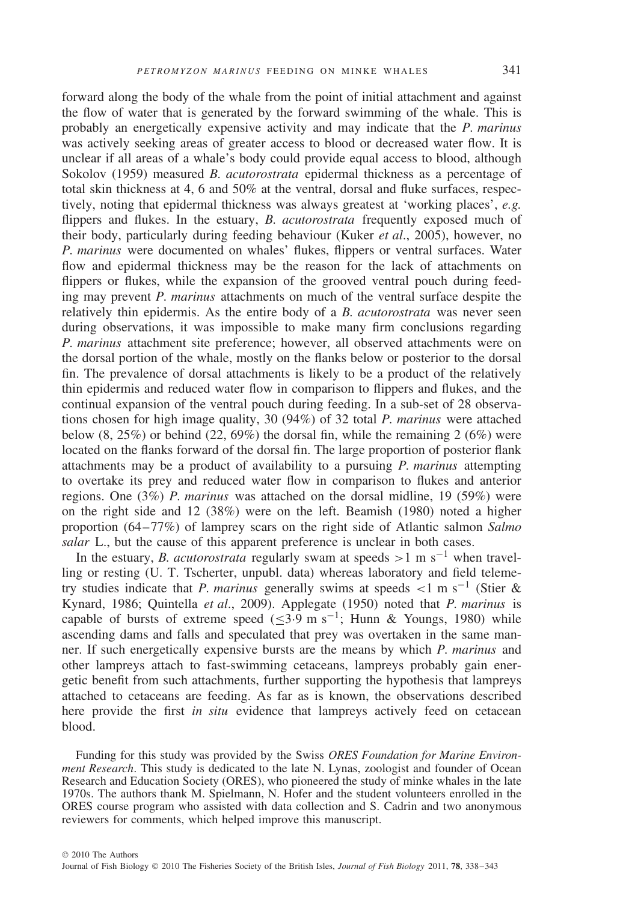forward along the body of the whale from the point of initial attachment and against the flow of water that is generated by the forward swimming of the whale. This is probably an energetically expensive activity and may indicate that the *P. marinus* was actively seeking areas of greater access to blood or decreased water flow. It is unclear if all areas of a whale's body could provide equal access to blood, although Sokolov (1959) measured *B. acutorostrata* epidermal thickness as a percentage of total skin thickness at 4, 6 and 50% at the ventral, dorsal and fluke surfaces, respectively, noting that epidermal thickness was always greatest at 'working places', *e.g.* flippers and flukes. In the estuary, *B. acutorostrata* frequently exposed much of their body, particularly during feeding behaviour (Kuker *et al*., 2005), however, no *P. marinus* were documented on whales' flukes, flippers or ventral surfaces. Water flow and epidermal thickness may be the reason for the lack of attachments on flippers or flukes, while the expansion of the grooved ventral pouch during feeding may prevent *P. marinus* attachments on much of the ventral surface despite the relatively thin epidermis. As the entire body of a *B. acutorostrata* was never seen during observations, it was impossible to make many firm conclusions regarding *P. marinus* attachment site preference; however, all observed attachments were on the dorsal portion of the whale, mostly on the flanks below or posterior to the dorsal fin. The prevalence of dorsal attachments is likely to be a product of the relatively thin epidermis and reduced water flow in comparison to flippers and flukes, and the continual expansion of the ventral pouch during feeding. In a sub-set of 28 observations chosen for high image quality, 30 (94%) of 32 total *P. marinus* were attached below (8, 25%) or behind (22, 69%) the dorsal fin, while the remaining 2 (6%) were located on the flanks forward of the dorsal fin. The large proportion of posterior flank attachments may be a product of availability to a pursuing *P. marinus* attempting to overtake its prey and reduced water flow in comparison to flukes and anterior regions. One (3%) *P. marinus* was attached on the dorsal midline, 19 (59%) were on the right side and 12 (38%) were on the left. Beamish (1980) noted a higher proportion (64–77%) of lamprey scars on the right side of Atlantic salmon *Salmo salar* L., but the cause of this apparent preference is unclear in both cases.

In the estuary, *B. acutorostrata* regularly swam at speeds $>1$ m s$^{-1}$ when travelling or resting (U. T. Tscherter, unpubl. data) whereas laboratory and field telemetry studies indicate that *P. marinus* generally swims at speeds $<1$ m s$^{-1}$ (Stier & Kynard, 1986; Quintella *et al*., 2009). Applegate (1950) noted that *P. marinus* is capable of bursts of extreme speed ($\leq 3{\cdot}9$ m s$^{-1}$; Hunn & Youngs, 1980) while ascending dams and falls and speculated that prey was overtaken in the same manner. If such energetically expensive bursts are the means by which *P. marinus* and other lampreys attach to fast-swimming cetaceans, lampreys probably gain energetic benefit from such attachments, further supporting the hypothesis that lampreys attached to cetaceans are feeding. As far as is known, the observations described here provide the first *in situ* evidence that lampreys actively feed on cetacean blood.

Funding for this study was provided by the Swiss *ORES Foundation for Marine Environment Research*. This study is dedicated to the late N. Lynas, zoologist and founder of Ocean Research and Education Society (ORES), who pioneered the study of minke whales in the late 1970s. The authors thank M. Spielmann, N. Hofer and the student volunteers enrolled in the ORES course program who assisted with data collection and S. Cadrin and two anonymous reviewers for comments, which helped improve this manuscript.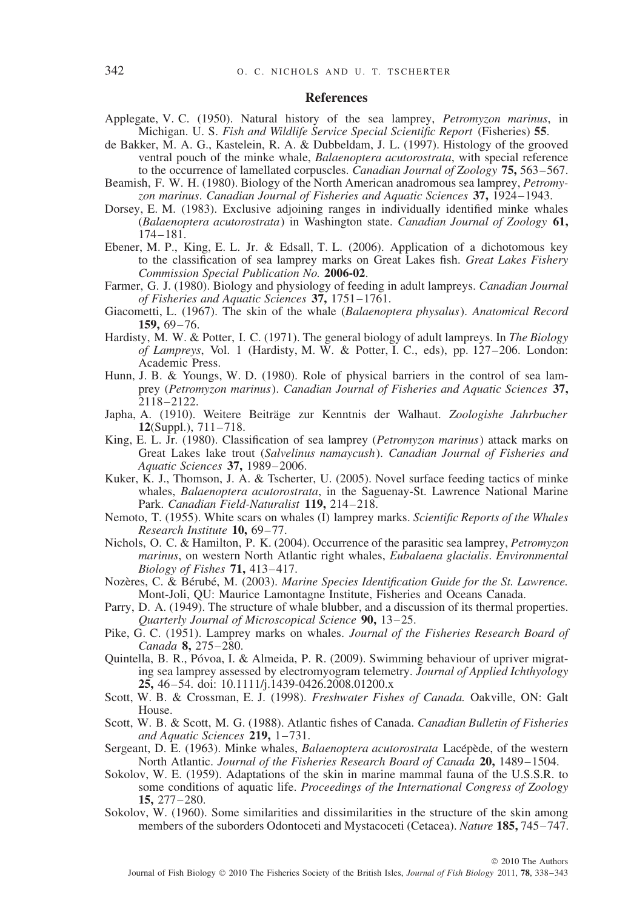## References

Applegate, V. C. (1950). Natural history of the sea lamprey, *Petromyzon marinus*, in Michigan. U. S. *Fish and Wildlife Service Special Scientific Report* (Fisheries) **55**.

de Bakker, M. A. G., Kastelein, R. A. & Dubbeldam, J. L. (1997). Histology of the grooved ventral pouch of the minke whale, *Balaenoptera acutorostrata*, with special reference to the occurrence of lamellated corpuscles. *Canadian Journal of Zoology* **75,** 563–567.

Beamish, F. W. H. (1980). Biology of the North American anadromous sea lamprey, *Petromyzon marinus*. *Canadian Journal of Fisheries and Aquatic Sciences* **37,** 1924–1943.

Dorsey, E. M. (1983). Exclusive adjoining ranges in individually identified minke whales (*Balaenoptera acutorostrata*) in Washington state. *Canadian Journal of Zoology* **61,** 174–181.

Ebener, M. P., King, E. L. Jr. & Edsall, T. L. (2006). Application of a dichotomous key to the classification of sea lamprey marks on Great Lakes fish. *Great Lakes Fishery Commission Special Publication No.* **2006-02**.

Farmer, G. J. (1980). Biology and physiology of feeding in adult lampreys. *Canadian Journal of Fisheries and Aquatic Sciences* **37,** 1751–1761.

Giacometti, L. (1967). The skin of the whale (*Balaenoptera physalus*). *Anatomical Record* **159,** 69–76.

Hardisty, M. W. & Potter, I. C. (1971). The general biology of adult lampreys. In *The Biology of Lampreys*, Vol. 1 (Hardisty, M. W. & Potter, I. C., eds), pp. 127–206. London: Academic Press.

Hunn, J. B. & Youngs, W. D. (1980). Role of physical barriers in the control of sea lamprey (*Petromyzon marinus*). *Canadian Journal of Fisheries and Aquatic Sciences* **37,** 2118–2122.

Japha, A. (1910). Weitere Beiträge zur Kenntnis der Walhaut. *Zoologishe Jahrbucher* **12**(Suppl.), 711–718.

King, E. L. Jr. (1980). Classification of sea lamprey (*Petromyzon marinus*) attack marks on Great Lakes lake trout (*Salvelinus namaycush*). *Canadian Journal of Fisheries and Aquatic Sciences* **37,** 1989–2006.

Kuker, K. J., Thomson, J. A. & Tscherter, U. (2005). Novel surface feeding tactics of minke whales, *Balaenoptera acutorostrata*, in the Saguenay-St. Lawrence National Marine Park. *Canadian Field-Naturalist* **119,** 214–218.

Nemoto, T. (1955). White scars on whales (I) lamprey marks. *Scientific Reports of the Whales Research Institute* **10,** 69–77.

Nichols, O. C. & Hamilton, P. K. (2004). Occurrence of the parasitic sea lamprey, *Petromyzon marinus*, on western North Atlantic right whales, *Eubalaena glacialis*. *Environmental Biology of Fishes* **71,** 413–417.

Nozères, C. & Bérubé, M. (2003). *Marine Species Identification Guide for the St. Lawrence.* Mont-Joli, QU: Maurice Lamontagne Institute, Fisheries and Oceans Canada.

Parry, D. A. (1949). The structure of whale blubber, and a discussion of its thermal properties. *Quarterly Journal of Microscopical Science* **90,** 13–25.

Pike, G. C. (1951). Lamprey marks on whales. *Journal of the Fisheries Research Board of Canada* **8,** 275–280.

Quintella, B. R., Póvoa, I. & Almeida, P. R. (2009). Swimming behaviour of upriver migrating sea lamprey assessed by electromyogram telemetry. *Journal of Applied Ichthyology* **25,** 46–54. doi: 10.1111/j.1439-0426.2008.01200.x

Scott, W. B. & Crossman, E. J. (1998). *Freshwater Fishes of Canada.* Oakville, ON: Galt House.

Scott, W. B. & Scott, M. G. (1988). Atlantic fishes of Canada. *Canadian Bulletin of Fisheries and Aquatic Sciences* **219,** 1–731.

Sergeant, D. E. (1963). Minke whales, *Balaenoptera acutorostrata* Lacépède, of the western North Atlantic. *Journal of the Fisheries Research Board of Canada* **20,** 1489–1504.

Sokolov, W. E. (1959). Adaptations of the skin in marine mammal fauna of the U.S.S.R. to some conditions of aquatic life. *Proceedings of the International Congress of Zoology* **15,** 277–280.

Sokolov, W. (1960). Some similarities and dissimilarities in the structure of the skin among members of the suborders Odontoceti and Mystacoceti (Cetacea). *Nature* **185,** 745–747.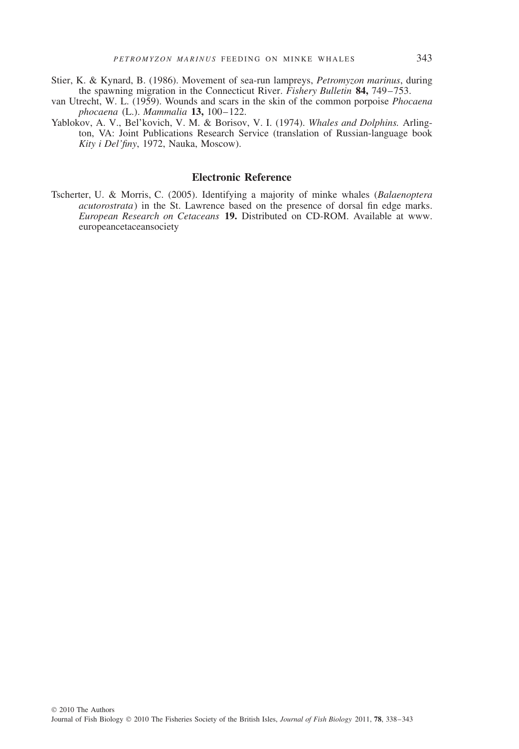Stier, K. & Kynard, B. (1986). Movement of sea-run lampreys, *Petromyzon marinus*, during the spawning migration in the Connecticut River. *Fishery Bulletin* **84,** 749–753.

van Utrecht, W. L. (1959). Wounds and scars in the skin of the common porpoise *Phocaena phocaena* (L.). *Mammalia* **13,** 100–122.

Yablokov, A. V., Bel'kovich, V. M. & Borisov, V. I. (1974). *Whales and Dolphins.* Arlington, VA: Joint Publications Research Service (translation of Russian-language book *Kity i Del'finy*, 1972, Nauka, Moscow).

## Electronic Reference

Tscherter, U. & Morris, C. (2005). Identifying a majority of minke whales (*Balaenoptera acutorostrata*) in the St. Lawrence based on the presence of dorsal fin edge marks. *European Research on Cetaceans* **19.** Distributed on CD-ROM. Available at www.europeancetaceansociety